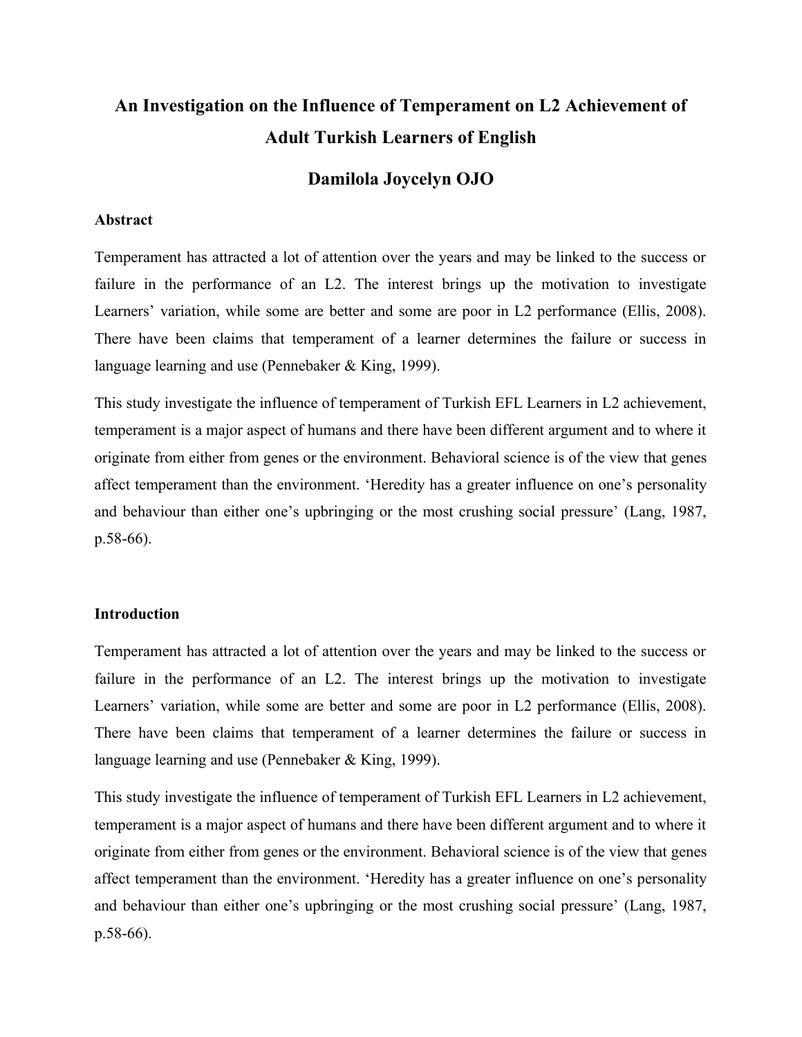# An Investigation on the Influence of Temperament on L2 Achievement of Adult Turkish Learners of English

## Damilola Joycelyn OJO

### Abstract

Temperament has attracted a lot of attention over the years and may be linked to the success or failure in the performance of an L2. The interest brings up the motivation to investigate Learners' variation, while some are better and some are poor in L2 performance (Ellis, 2008). There have been claims that temperament of a learner determines the failure or success in language learning and use (Pennebaker & King, 1999).

This study investigate the influence of temperament of Turkish EFL Learners in L2 achievement, temperament is a major aspect of humans and there have been different argument and to where it originate from either from genes or the environment. Behavioral science is of the view that genes affect temperament than the environment. 'Heredity has a greater influence on one's personality and behaviour than either one's upbringing or the most crushing social pressure' (Lang, 1987, p.58-66).

### Introduction

Temperament has attracted a lot of attention over the years and may be linked to the success or failure in the performance of an L2. The interest brings up the motivation to investigate Learners' variation, while some are better and some are poor in L2 performance (Ellis, 2008). There have been claims that temperament of a learner determines the failure or success in language learning and use (Pennebaker & King, 1999).

This study investigate the influence of temperament of Turkish EFL Learners in L2 achievement, temperament is a major aspect of humans and there have been different argument and to where it originate from either from genes or the environment. Behavioral science is of the view that genes affect temperament than the environment. 'Heredity has a greater influence on one's personality and behaviour than either one's upbringing or the most crushing social pressure' (Lang, 1987, p.58-66).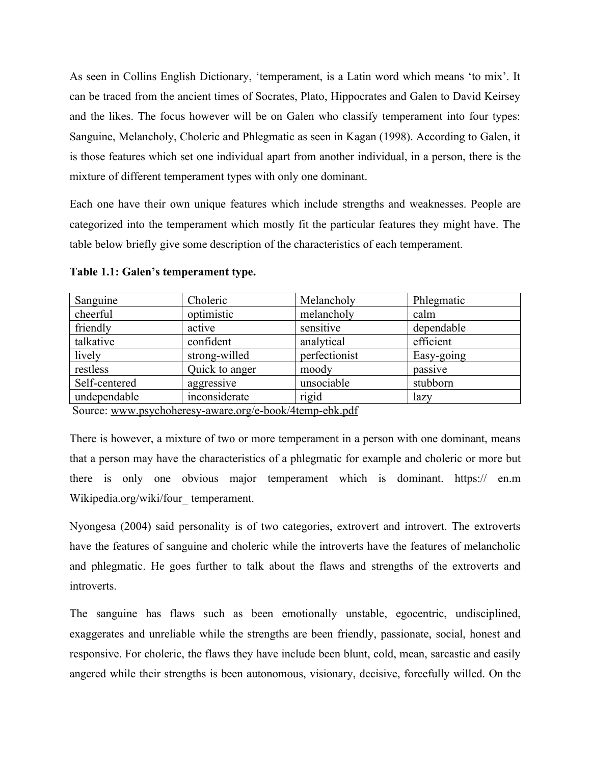As seen in Collins English Dictionary, 'temperament, is a Latin word which means 'to mix'. It can be traced from the ancient times of Socrates, Plato, Hippocrates and Galen to David Keirsey and the likes. The focus however will be on Galen who classify temperament into four types: Sanguine, Melancholy, Choleric and Phlegmatic as seen in Kagan (1998). According to Galen, it is those features which set one individual apart from another individual, in a person, there is the mixture of different temperament types with only one dominant.

Each one have their own unique features which include strengths and weaknesses. People are categorized into the temperament which mostly fit the particular features they might have. The table below briefly give some description of the characteristics of each temperament.

**Table 1.1: Galen's temperament type.**

| Sanguine | Choleric | Melancholy | Phlegmatic |
|---|---|---|---|
| cheerful | optimistic | melancholy | calm |
| friendly | active | sensitive | dependable |
| talkative | confident | analytical | efficient |
| lively | strong-willed | perfectionist | Easy-going |
| restless | Quick to anger | moody | passive |
| Self-centered | aggressive | unsociable | stubborn |
| undependable | inconsiderate | rigid | lazy |

Source: www.psychoheresy-aware.org/e-book/4temp-ebk.pdf

There is however, a mixture of two or more temperament in a person with one dominant, means that a person may have the characteristics of a phlegmatic for example and choleric or more but there is only one obvious major temperament which is dominant. https:// en.m Wikipedia.org/wiki/four_ temperament.

Nyongesa (2004) said personality is of two categories, extrovert and introvert. The extroverts have the features of sanguine and choleric while the introverts have the features of melancholic and phlegmatic. He goes further to talk about the flaws and strengths of the extroverts and introverts.

The sanguine has flaws such as been emotionally unstable, egocentric, undisciplined, exaggerates and unreliable while the strengths are been friendly, passionate, social, honest and responsive. For choleric, the flaws they have include been blunt, cold, mean, sarcastic and easily angered while their strengths is been autonomous, visionary, decisive, forcefully willed. On the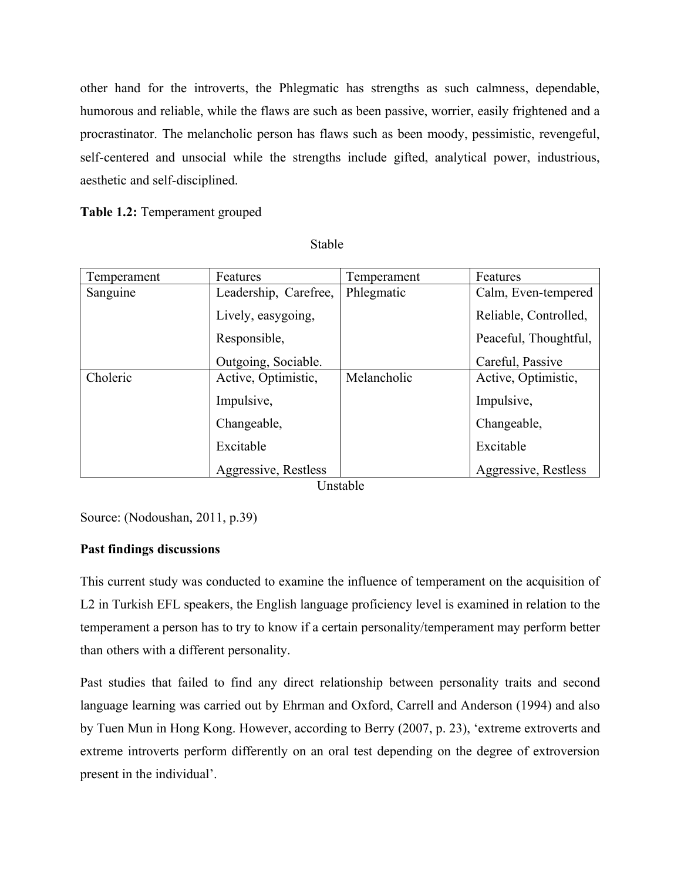other hand for the introverts, the Phlegmatic has strengths as such calmness, dependable, humorous and reliable, while the flaws are such as been passive, worrier, easily frightened and a procrastinator. The melancholic person has flaws such as been moody, pessimistic, revengeful, self-centered and unsocial while the strengths include gifted, analytical power, industrious, aesthetic and self-disciplined.

**Table 1.2:** Temperament grouped

Stable

| Temperament | Features | Temperament | Features |
|---|---|---|---|
| Sanguine | Leadership, Carefree, Lively, easygoing, Responsible, Outgoing, Sociable. | Phlegmatic | Calm, Even-tempered Reliable, Controlled, Peaceful, Thoughtful, Careful, Passive |
| Choleric | Active, Optimistic, Impulsive, Changeable, Excitable Aggressive, Restless | Melancholic | Active, Optimistic, Impulsive, Changeable, Excitable Aggressive, Restless |

Unstable

Source: (Nodoushan, 2011, p.39)

**Past findings discussions**

This current study was conducted to examine the influence of temperament on the acquisition of L2 in Turkish EFL speakers, the English language proficiency level is examined in relation to the temperament a person has to try to know if a certain personality/temperament may perform better than others with a different personality.

Past studies that failed to find any direct relationship between personality traits and second language learning was carried out by Ehrman and Oxford, Carrell and Anderson (1994) and also by Tuen Mun in Hong Kong. However, according to Berry (2007, p. 23), 'extreme extroverts and extreme introverts perform differently on an oral test depending on the degree of extroversion present in the individual'.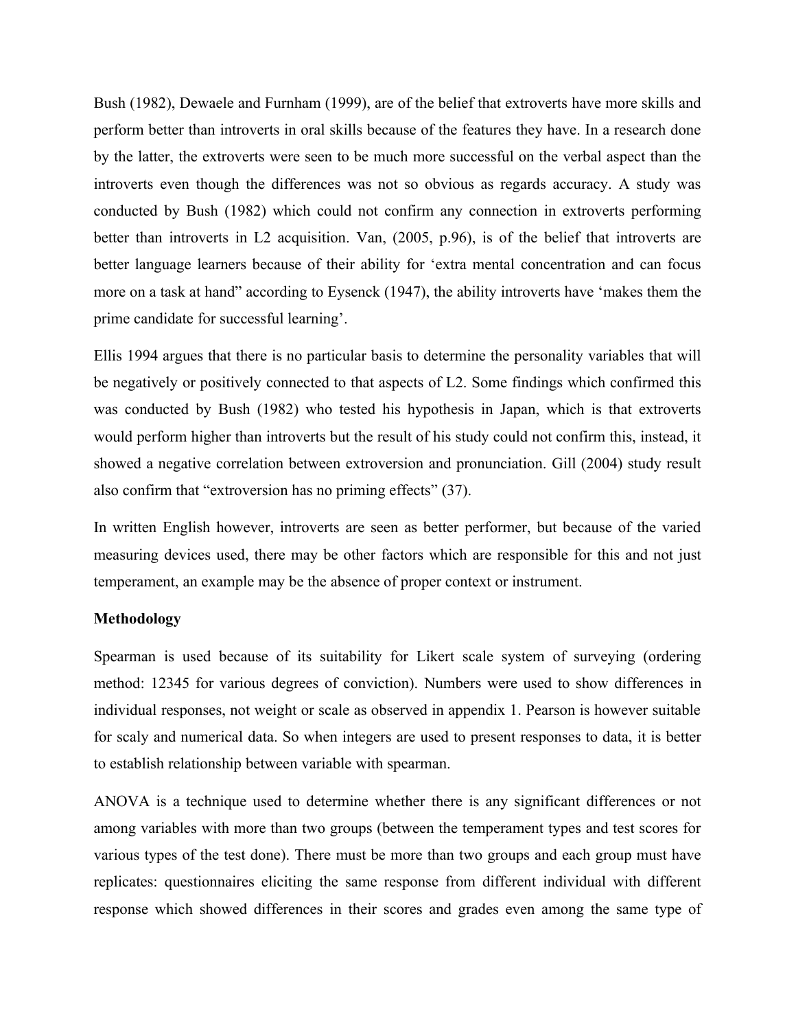Bush (1982), Dewaele and Furnham (1999), are of the belief that extroverts have more skills and perform better than introverts in oral skills because of the features they have. In a research done by the latter, the extroverts were seen to be much more successful on the verbal aspect than the introverts even though the differences was not so obvious as regards accuracy. A study was conducted by Bush (1982) which could not confirm any connection in extroverts performing better than introverts in L2 acquisition. Van, (2005, p.96), is of the belief that introverts are better language learners because of their ability for 'extra mental concentration and can focus more on a task at hand" according to Eysenck (1947), the ability introverts have 'makes them the prime candidate for successful learning'.

Ellis 1994 argues that there is no particular basis to determine the personality variables that will be negatively or positively connected to that aspects of L2. Some findings which confirmed this was conducted by Bush (1982) who tested his hypothesis in Japan, which is that extroverts would perform higher than introverts but the result of his study could not confirm this, instead, it showed a negative correlation between extroversion and pronunciation. Gill (2004) study result also confirm that "extroversion has no priming effects" (37).

In written English however, introverts are seen as better performer, but because of the varied measuring devices used, there may be other factors which are responsible for this and not just temperament, an example may be the absence of proper context or instrument.

**Methodology**

Spearman is used because of its suitability for Likert scale system of surveying (ordering method: 12345 for various degrees of conviction). Numbers were used to show differences in individual responses, not weight or scale as observed in appendix 1. Pearson is however suitable for scaly and numerical data. So when integers are used to present responses to data, it is better to establish relationship between variable with spearman.

ANOVA is a technique used to determine whether there is any significant differences or not among variables with more than two groups (between the temperament types and test scores for various types of the test done). There must be more than two groups and each group must have replicates: questionnaires eliciting the same response from different individual with different response which showed differences in their scores and grades even among the same type of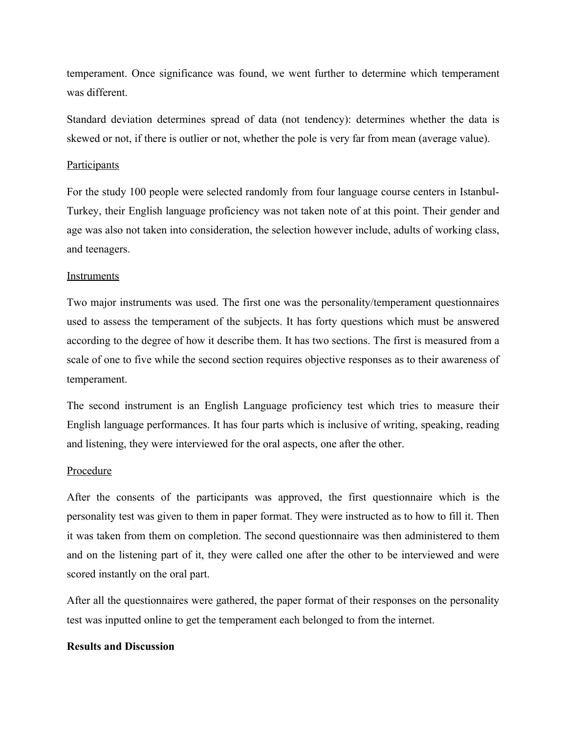temperament. Once significance was found, we went further to determine which temperament was different.

Standard deviation determines spread of data (not tendency): determines whether the data is skewed or not, if there is outlier or not, whether the pole is very far from mean (average value).

<u>Participants</u>

For the study 100 people were selected randomly from four language course centers in Istanbul-Turkey, their English language proficiency was not taken note of at this point. Their gender and age was also not taken into consideration, the selection however include, adults of working class, and teenagers.

<u>Instruments</u>

Two major instruments was used. The first one was the personality/temperament questionnaires used to assess the temperament of the subjects. It has forty questions which must be answered according to the degree of how it describe them. It has two sections. The first is measured from a scale of one to five while the second section requires objective responses as to their awareness of temperament.

The second instrument is an English Language proficiency test which tries to measure their English language performances. It has four parts which is inclusive of writing, speaking, reading and listening, they were interviewed for the oral aspects, one after the other.

<u>Procedure</u>

After the consents of the participants was approved, the first questionnaire which is the personality test was given to them in paper format. They were instructed as to how to fill it. Then it was taken from them on completion. The second questionnaire was then administered to them and on the listening part of it, they were called one after the other to be interviewed and were scored instantly on the oral part.

After all the questionnaires were gathered, the paper format of their responses on the personality test was inputted online to get the temperament each belonged to from the internet.

**Results and Discussion**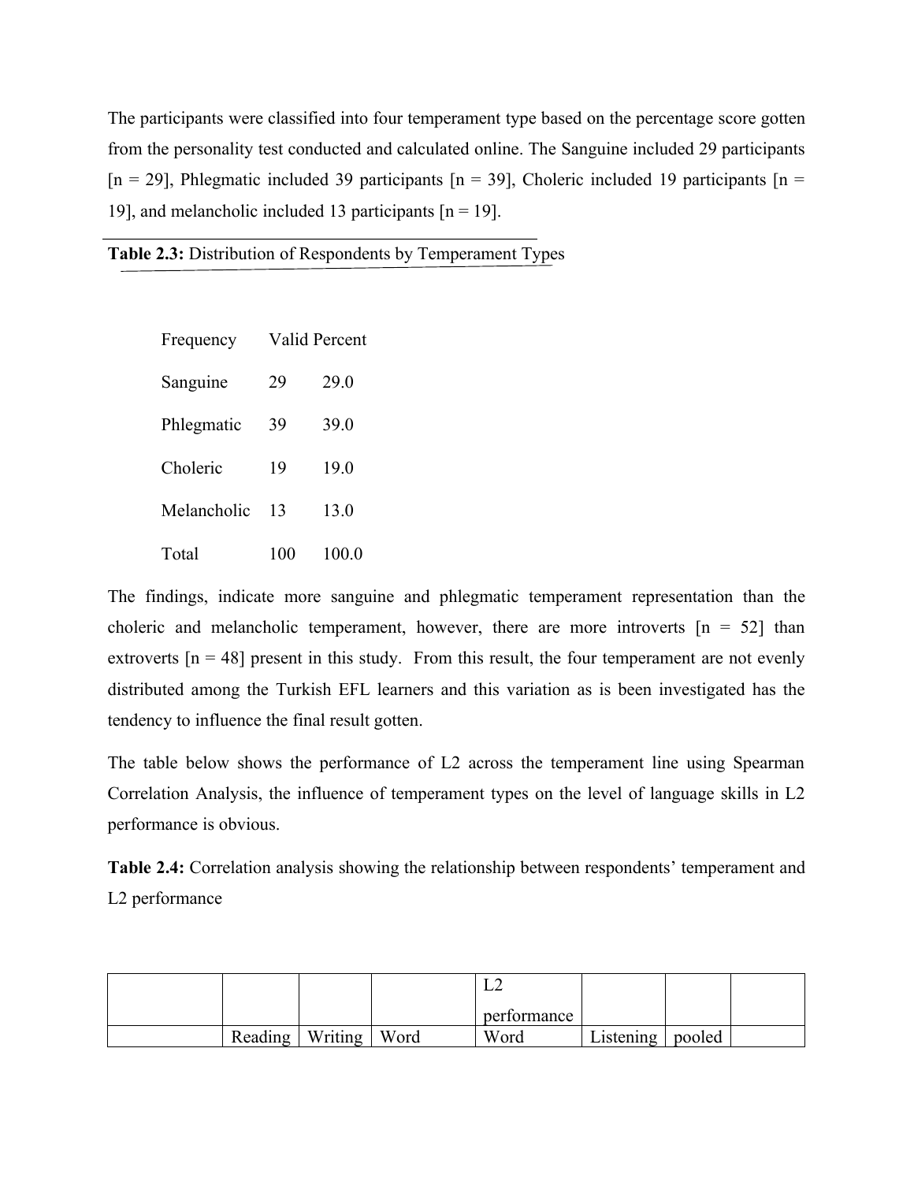The participants were classified into four temperament type based on the percentage score gotten from the personality test conducted and calculated online. The Sanguine included 29 participants [n = 29], Phlegmatic included 39 participants [n = 39], Choleric included 19 participants [n = 19], and melancholic included 13 participants [n = 19].

**Table 2.3:** Distribution of Respondents by Temperament Types

| | Frequency | Valid Percent |
|---|---|---|
| Sanguine | 29 | 29.0 |
| Phlegmatic | 39 | 39.0 |
| Choleric | 19 | 19.0 |
| Melancholic | 13 | 13.0 |
| Total | 100 | 100.0 |

The findings, indicate more sanguine and phlegmatic temperament representation than the choleric and melancholic temperament, however, there are more introverts [n = 52] than extroverts [n = 48] present in this study. From this result, the four temperament are not evenly distributed among the Turkish EFL learners and this variation as is been investigated has the tendency to influence the final result gotten.

The table below shows the performance of L2 across the temperament line using Spearman Correlation Analysis, the influence of temperament types on the level of language skills in L2 performance is obvious.

**Table 2.4:** Correlation analysis showing the relationship between respondents' temperament and L2 performance

| | | | | L2 performance | | | |
|---|---|---|---|---|---|---|---|
| | Reading | Writing | Word | Word | Listening | pooled | |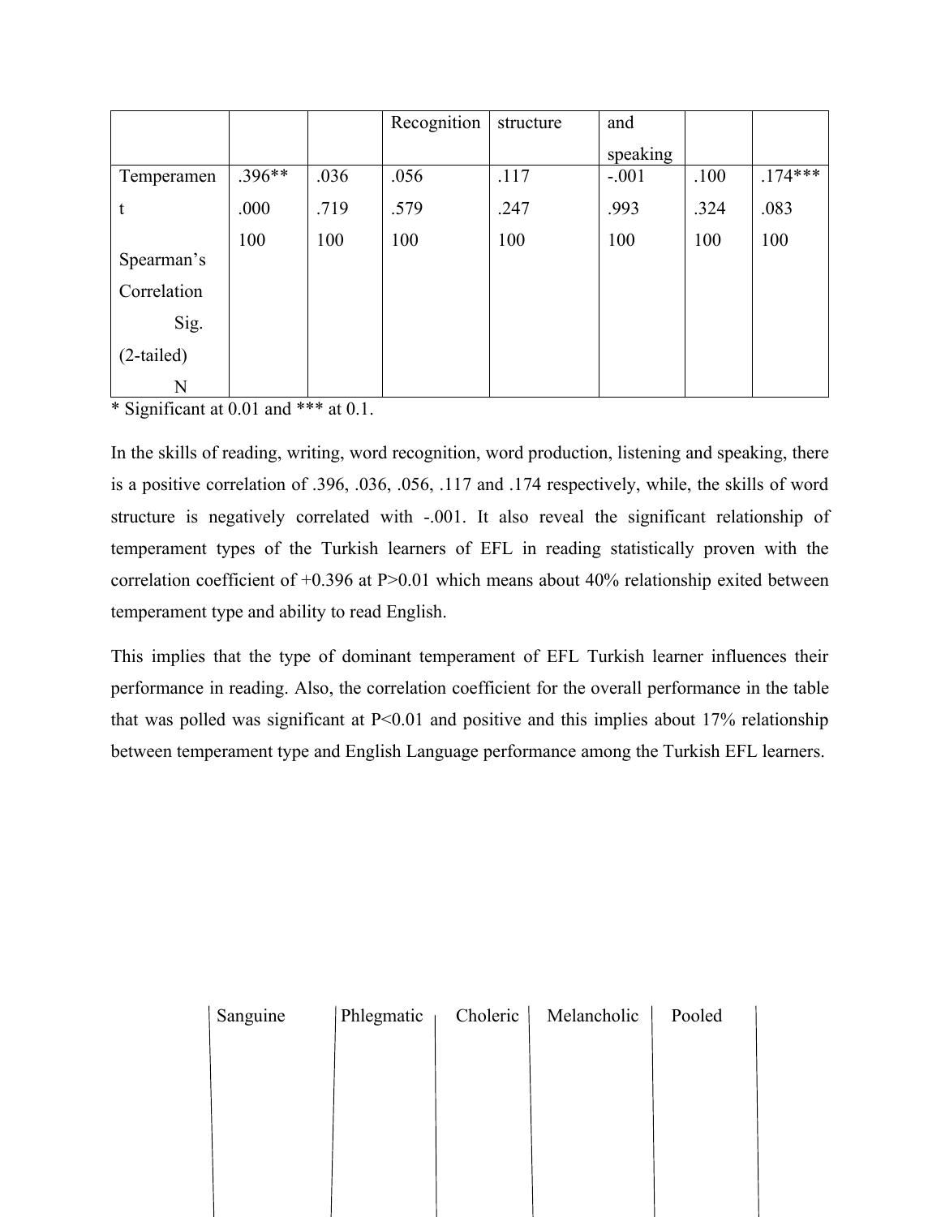| | | | Recognition | structure | and speaking | | |
|---|---|---|---|---|---|---|---|
| Temperament<br><br>Spearman's Correlation<br>Sig. (2-tailed)<br>N | .396**<br>.000<br>100 | .036<br>.719<br>100 | .056<br>.579<br>100 | .117<br>.247<br>100 | -.001<br>.993<br>100 | .100<br>.324<br>100 | .174***<br>.083<br>100 |

* Significant at 0.01 and *** at 0.1.

In the skills of reading, writing, word recognition, word production, listening and speaking, there is a positive correlation of .396, .036, .056, .117 and .174 respectively, while, the skills of word structure is negatively correlated with -.001. It also reveal the significant relationship of temperament types of the Turkish learners of EFL in reading statistically proven with the correlation coefficient of +0.396 at P>0.01 which means about 40% relationship exited between temperament type and ability to read English.

This implies that the type of dominant temperament of EFL Turkish learner influences their performance in reading. Also, the correlation coefficient for the overall performance in the table that was polled was significant at P<0.01 and positive and this implies about 17% relationship between temperament type and English Language performance among the Turkish EFL learners.

| Sanguine | Phlegmatic | Choleric | Melancholic | Pooled |
|---|---|---|---|---|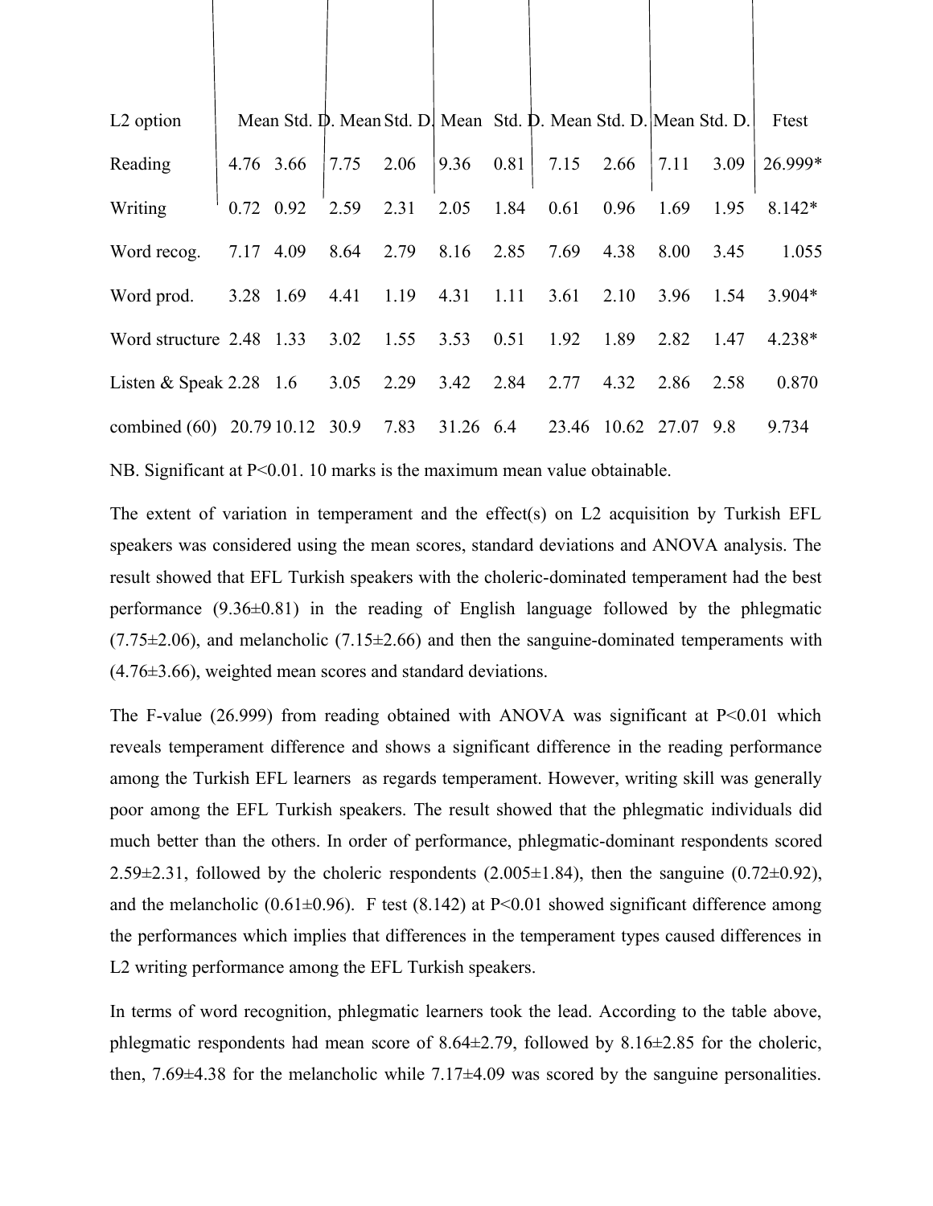| L2 option | Mean | Std. D. | Mean | Std. D. | Mean | Std. D. | Mean | Std. D. | Mean | Std. D. | Ftest |
|---|---|---|---|---|---|---|---|---|---|---|---|
| Reading | 4.76 | 3.66 | 7.75 | 2.06 | 9.36 | 0.81 | 7.15 | 2.66 | 7.11 | 3.09 | 26.999* |
| Writing | 0.72 | 0.92 | 2.59 | 2.31 | 2.05 | 1.84 | 0.61 | 0.96 | 1.69 | 1.95 | 8.142* |
| Word recog. | 7.17 | 4.09 | 8.64 | 2.79 | 8.16 | 2.85 | 7.69 | 4.38 | 8.00 | 3.45 | 1.055 |
| Word prod. | 3.28 | 1.69 | 4.41 | 1.19 | 4.31 | 1.11 | 3.61 | 2.10 | 3.96 | 1.54 | 3.904* |
| Word structure | 2.48 | 1.33 | 3.02 | 1.55 | 3.53 | 0.51 | 1.92 | 1.89 | 2.82 | 1.47 | 4.238* |
| Listen & Speak | 2.28 | 1.6 | 3.05 | 2.29 | 3.42 | 2.84 | 2.77 | 4.32 | 2.86 | 2.58 | 0.870 |
| combined (60) | 20.79 | 10.12 | 30.9 | 7.83 | 31.26 | 6.4 | 23.46 | 10.62 | 27.07 | 9.8 | 9.734 |

NB. Significant at P<0.01. 10 marks is the maximum mean value obtainable.

The extent of variation in temperament and the effect(s) on L2 acquisition by Turkish EFL speakers was considered using the mean scores, standard deviations and ANOVA analysis. The result showed that EFL Turkish speakers with the choleric-dominated temperament had the best performance (9.36±0.81) in the reading of English language followed by the phlegmatic (7.75±2.06), and melancholic (7.15±2.66) and then the sanguine-dominated temperaments with (4.76±3.66), weighted mean scores and standard deviations.

The F-value (26.999) from reading obtained with ANOVA was significant at P<0.01 which reveals temperament difference and shows a significant difference in the reading performance among the Turkish EFL learners as regards temperament. However, writing skill was generally poor among the EFL Turkish speakers. The result showed that the phlegmatic individuals did much better than the others. In order of performance, phlegmatic-dominant respondents scored 2.59±2.31, followed by the choleric respondents (2.005±1.84), then the sanguine (0.72±0.92), and the melancholic (0.61±0.96). F test (8.142) at P<0.01 showed significant difference among the performances which implies that differences in the temperament types caused differences in L2 writing performance among the EFL Turkish speakers.

In terms of word recognition, phlegmatic learners took the lead. According to the table above, phlegmatic respondents had mean score of 8.64±2.79, followed by 8.16±2.85 for the choleric, then, 7.69±4.38 for the melancholic while 7.17±4.09 was scored by the sanguine personalities.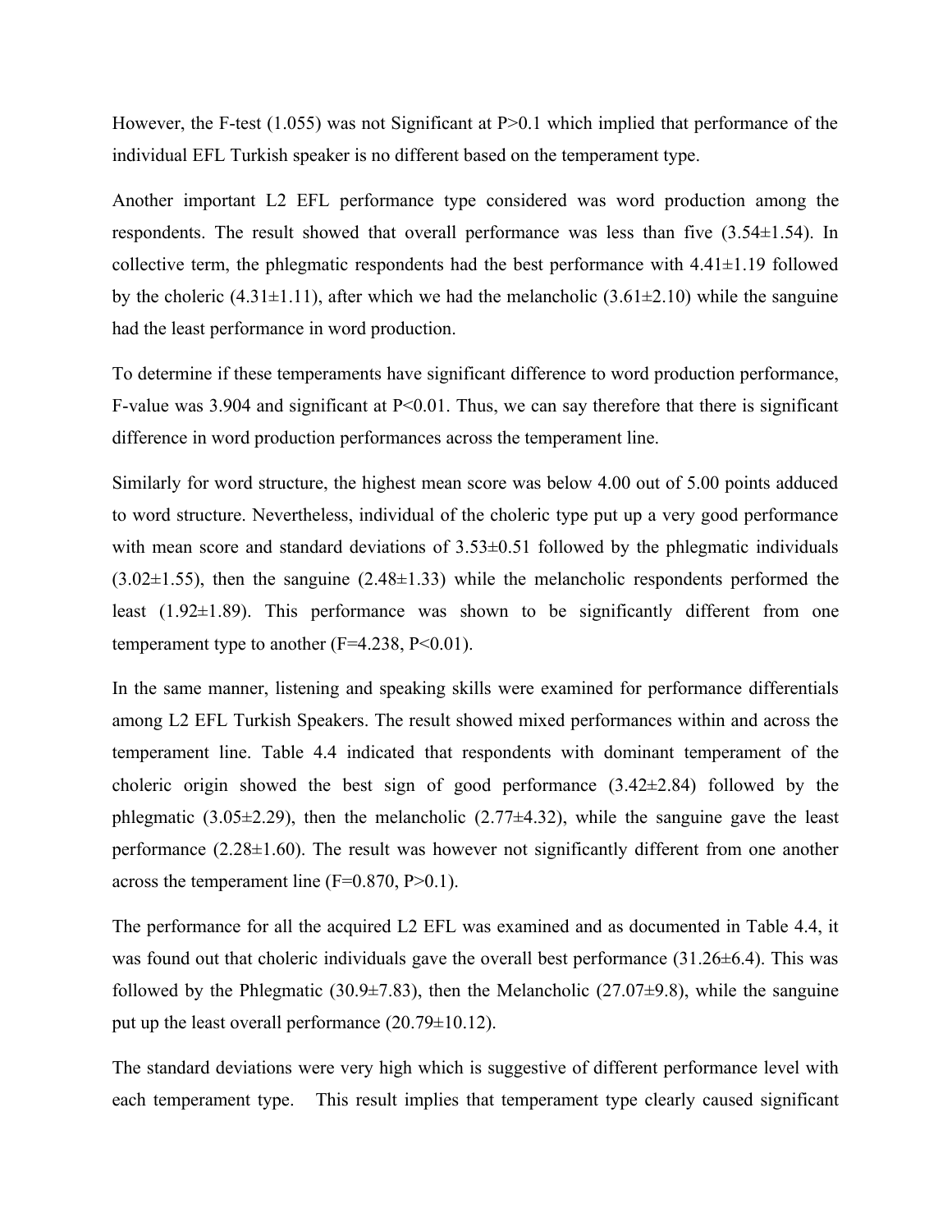However, the F-test (1.055) was not Significant at P>0.1 which implied that performance of the individual EFL Turkish speaker is no different based on the temperament type.

Another important L2 EFL performance type considered was word production among the respondents. The result showed that overall performance was less than five (3.54±1.54). In collective term, the phlegmatic respondents had the best performance with 4.41±1.19 followed by the choleric (4.31±1.11), after which we had the melancholic (3.61±2.10) while the sanguine had the least performance in word production.

To determine if these temperaments have significant difference to word production performance, F-value was 3.904 and significant at P<0.01. Thus, we can say therefore that there is significant difference in word production performances across the temperament line.

Similarly for word structure, the highest mean score was below 4.00 out of 5.00 points adduced to word structure. Nevertheless, individual of the choleric type put up a very good performance with mean score and standard deviations of 3.53±0.51 followed by the phlegmatic individuals (3.02±1.55), then the sanguine (2.48±1.33) while the melancholic respondents performed the least (1.92±1.89). This performance was shown to be significantly different from one temperament type to another (F=4.238, P<0.01).

In the same manner, listening and speaking skills were examined for performance differentials among L2 EFL Turkish Speakers. The result showed mixed performances within and across the temperament line. Table 4.4 indicated that respondents with dominant temperament of the choleric origin showed the best sign of good performance (3.42±2.84) followed by the phlegmatic (3.05±2.29), then the melancholic (2.77±4.32), while the sanguine gave the least performance (2.28±1.60). The result was however not significantly different from one another across the temperament line (F=0.870, P>0.1).

The performance for all the acquired L2 EFL was examined and as documented in Table 4.4, it was found out that choleric individuals gave the overall best performance (31.26±6.4). This was followed by the Phlegmatic (30.9±7.83), then the Melancholic (27.07±9.8), while the sanguine put up the least overall performance (20.79±10.12).

The standard deviations were very high which is suggestive of different performance level with each temperament type. This result implies that temperament type clearly caused significant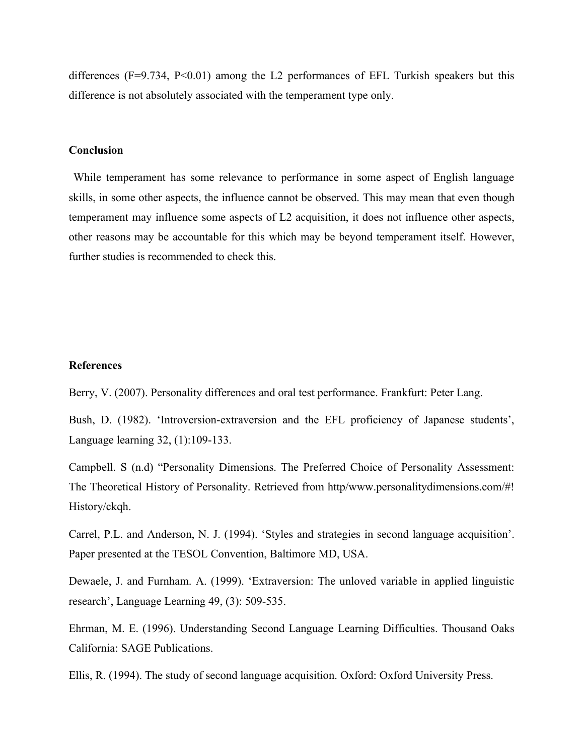differences ($F=9.734$, $P<0.01$) among the L2 performances of EFL Turkish speakers but this difference is not absolutely associated with the temperament type only.

## Conclusion

While temperament has some relevance to performance in some aspect of English language skills, in some other aspects, the influence cannot be observed. This may mean that even though temperament may influence some aspects of L2 acquisition, it does not influence other aspects, other reasons may be accountable for this which may be beyond temperament itself. However, further studies is recommended to check this.

## References

Berry, V. (2007). Personality differences and oral test performance. Frankfurt: Peter Lang.

Bush, D. (1982). 'Introversion-extraversion and the EFL proficiency of Japanese students', Language learning 32, (1):109-133.

Campbell. S (n.d) "Personality Dimensions. The Preferred Choice of Personality Assessment: The Theoretical History of Personality. Retrieved from http/www.personalitydimensions.com/#!History/ckqh.

Carrel, P.L. and Anderson, N. J. (1994). 'Styles and strategies in second language acquisition'. Paper presented at the TESOL Convention, Baltimore MD, USA.

Dewaele, J. and Furnham. A. (1999). 'Extraversion: The unloved variable in applied linguistic research', Language Learning 49, (3): 509-535.

Ehrman, M. E. (1996). Understanding Second Language Learning Difficulties. Thousand Oaks California: SAGE Publications.

Ellis, R. (1994). The study of second language acquisition. Oxford: Oxford University Press.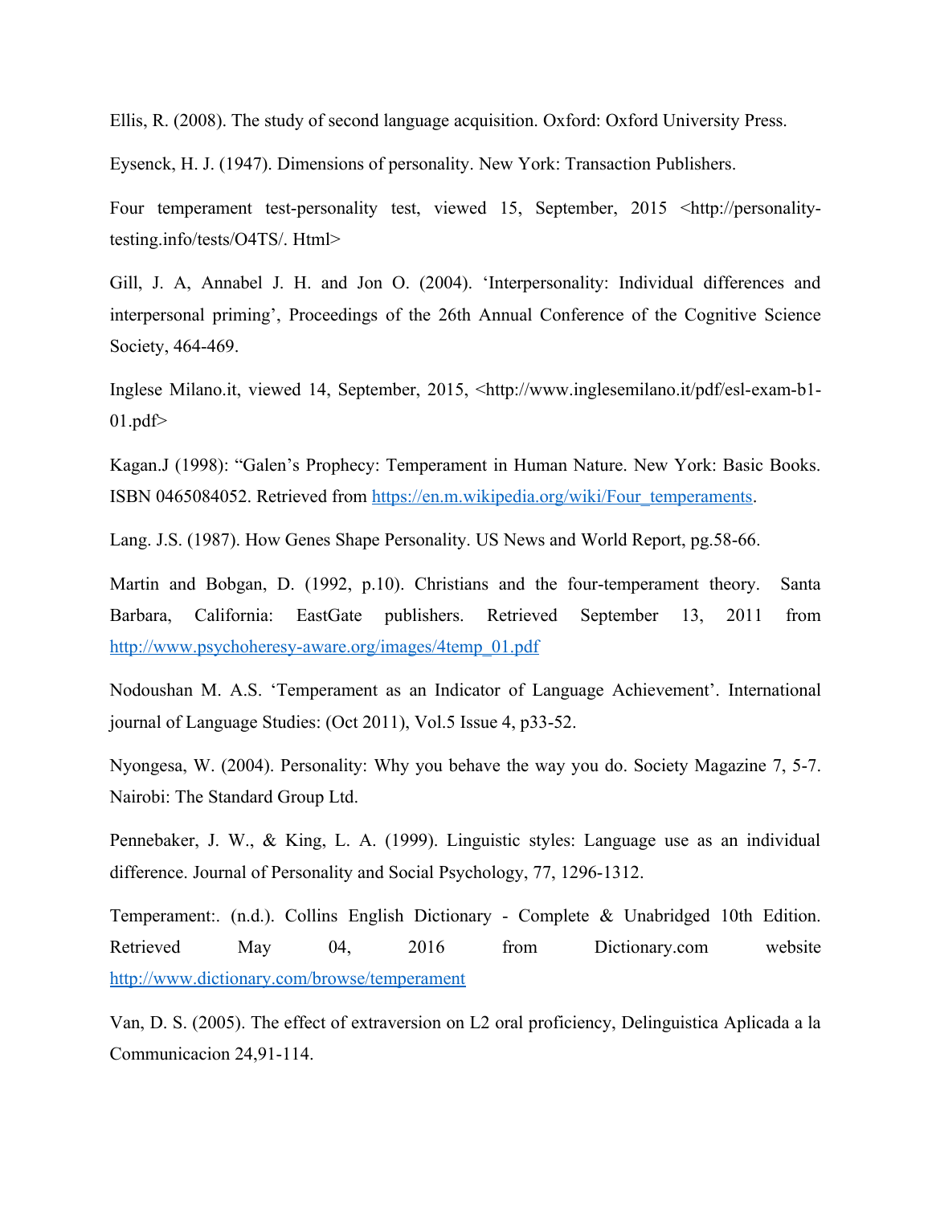Ellis, R. (2008). The study of second language acquisition. Oxford: Oxford University Press.

Eysenck, H. J. (1947). Dimensions of personality. New York: Transaction Publishers.

Four temperament test-personality test, viewed 15, September, 2015 <http://personality-testing.info/tests/O4TS/. Html>

Gill, J. A, Annabel J. H. and Jon O. (2004). 'Interpersonality: Individual differences and interpersonal priming', Proceedings of the 26th Annual Conference of the Cognitive Science Society, 464-469.

Inglese Milano.it, viewed 14, September, 2015, <http://www.inglesemilano.it/pdf/esl-exam-b1-01.pdf>

Kagan.J (1998): "Galen's Prophecy: Temperament in Human Nature. New York: Basic Books. ISBN 0465084052. Retrieved from https://en.m.wikipedia.org/wiki/Four_temperaments.

Lang. J.S. (1987). How Genes Shape Personality. US News and World Report, pg.58-66.

Martin and Bobgan, D. (1992, p.10). Christians and the four-temperament theory. Santa Barbara, California: EastGate publishers. Retrieved September 13, 2011 from http://www.psychoheresy-aware.org/images/4temp_01.pdf

Nodoushan M. A.S. 'Temperament as an Indicator of Language Achievement'. International journal of Language Studies: (Oct 2011), Vol.5 Issue 4, p33-52.

Nyongesa, W. (2004). Personality: Why you behave the way you do. Society Magazine 7, 5-7. Nairobi: The Standard Group Ltd.

Pennebaker, J. W., & King, L. A. (1999). Linguistic styles: Language use as an individual difference. Journal of Personality and Social Psychology, 77, 1296-1312.

Temperament:. (n.d.). Collins English Dictionary - Complete & Unabridged 10th Edition. Retrieved May 04, 2016 from Dictionary.com website http://www.dictionary.com/browse/temperament

Van, D. S. (2005). The effect of extraversion on L2 oral proficiency, Delinguistica Aplicada a la Communicacion 24,91-114.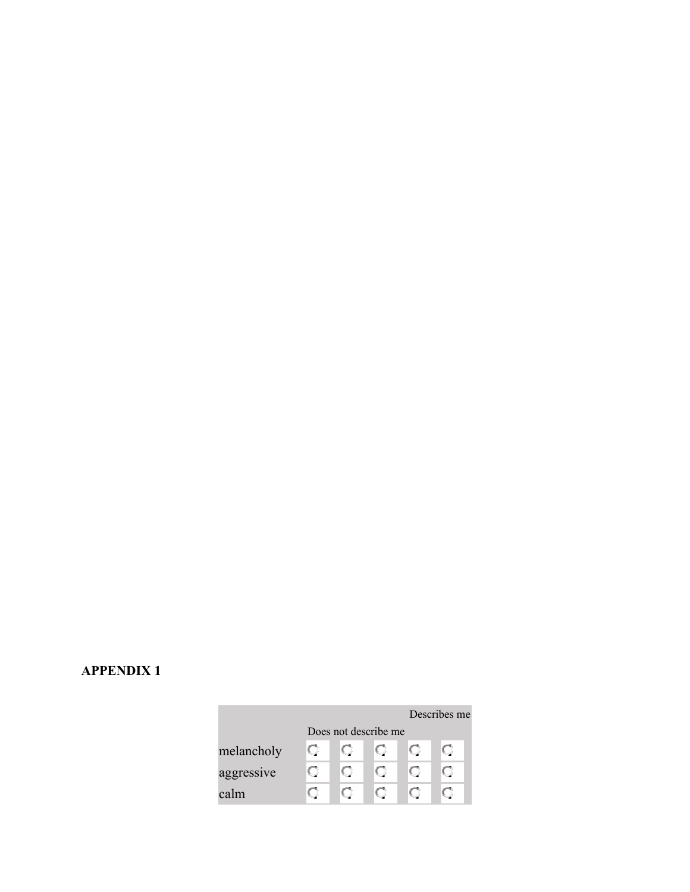## APPENDIX 1

| | Does not describe me | | | | Describes me |
|---|---|---|---|---|---|
| melancholy | ○ | ○ | ○ | ○ | ○ |
| aggressive | ○ | ○ | ○ | ○ | ○ |
| calm | ○ | ○ | ○ | ○ | ○ |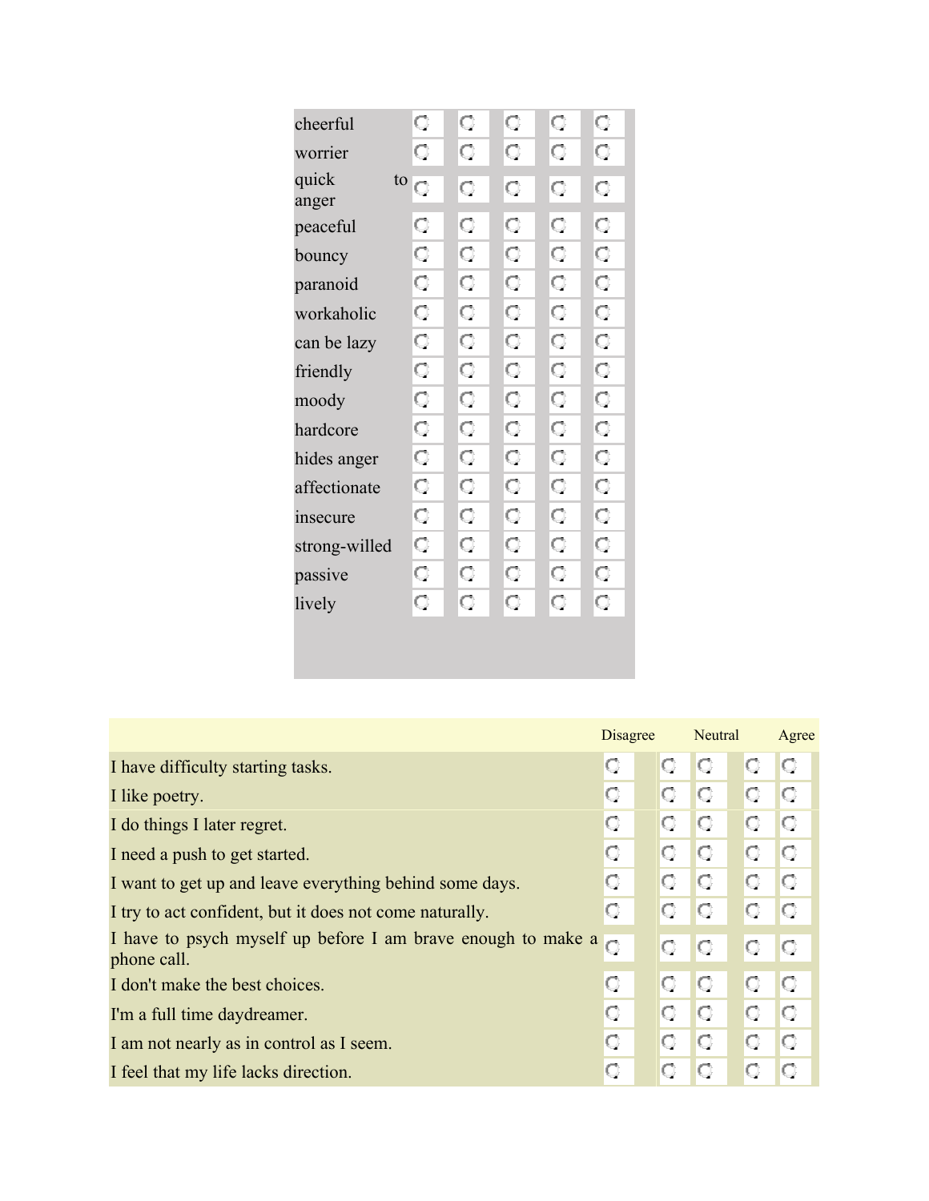| | | | | | |
|---|---|---|---|---|---|
| cheerful | ○ | ○ | ○ | ○ | ○ |
| worrier | ○ | ○ | ○ | ○ | ○ |
| quick to anger | ○ | ○ | ○ | ○ | ○ |
| peaceful | ○ | ○ | ○ | ○ | ○ |
| bouncy | ○ | ○ | ○ | ○ | ○ |
| paranoid | ○ | ○ | ○ | ○ | ○ |
| workaholic | ○ | ○ | ○ | ○ | ○ |
| can be lazy | ○ | ○ | ○ | ○ | ○ |
| friendly | ○ | ○ | ○ | ○ | ○ |
| moody | ○ | ○ | ○ | ○ | ○ |
| hardcore | ○ | ○ | ○ | ○ | ○ |
| hides anger | ○ | ○ | ○ | ○ | ○ |
| affectionate | ○ | ○ | ○ | ○ | ○ |
| insecure | ○ | ○ | ○ | ○ | ○ |
| strong-willed | ○ | ○ | ○ | ○ | ○ |
| passive | ○ | ○ | ○ | ○ | ○ |
| lively | ○ | ○ | ○ | ○ | ○ |

| | Disagree | | Neutral | | Agree |
|---|---|---|---|---|---|
| I have difficulty starting tasks. | ○ | ○ | ○ | ○ | ○ |
| I like poetry. | ○ | ○ | ○ | ○ | ○ |
| I do things I later regret. | ○ | ○ | ○ | ○ | ○ |
| I need a push to get started. | ○ | ○ | ○ | ○ | ○ |
| I want to get up and leave everything behind some days. | ○ | ○ | ○ | ○ | ○ |
| I try to act confident, but it does not come naturally. | ○ | ○ | ○ | ○ | ○ |
| I have to psych myself up before I am brave enough to make a phone call. | ○ | ○ | ○ | ○ | ○ |
| I don't make the best choices. | ○ | ○ | ○ | ○ | ○ |
| I'm a full time daydreamer. | ○ | ○ | ○ | ○ | ○ |
| I am not nearly as in control as I seem. | ○ | ○ | ○ | ○ | ○ |
| I feel that my life lacks direction. | ○ | ○ | ○ | ○ | ○ |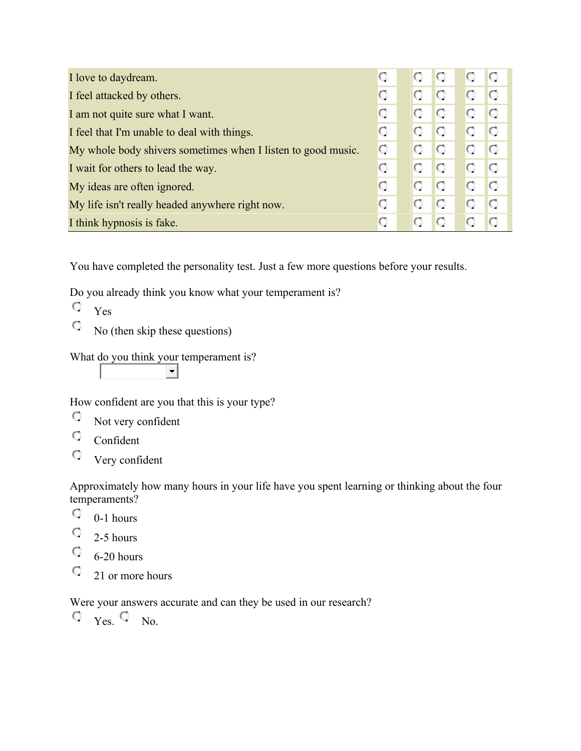| | | | | | |
|---|---|---|---|---|---|
| I love to daydream. | ○ | ○ | ○ | ○ | ○ |
| I feel attacked by others. | ○ | ○ | ○ | ○ | ○ |
| I am not quite sure what I want. | ○ | ○ | ○ | ○ | ○ |
| I feel that I'm unable to deal with things. | ○ | ○ | ○ | ○ | ○ |
| My whole body shivers sometimes when I listen to good music. | ○ | ○ | ○ | ○ | ○ |
| I wait for others to lead the way. | ○ | ○ | ○ | ○ | ○ |
| My ideas are often ignored. | ○ | ○ | ○ | ○ | ○ |
| My life isn't really headed anywhere right now. | ○ | ○ | ○ | ○ | ○ |
| I think hypnosis is fake. | ○ | ○ | ○ | ○ | ○ |

You have completed the personality test. Just a few more questions before your results.

Do you already think you know what your temperament is?

○ Yes

○ No (then skip these questions)

What do you think your temperament is?

[ ▾ ]

How confident are you that this is your type?

○ Not very confident

○ Confident

○ Very confident

Approximately how many hours in your life have you spent learning or thinking about the four temperaments?

○ 0-1 hours

○ 2-5 hours

○ 6-20 hours

○ 21 or more hours

Were your answers accurate and can they be used in our research?

○ Yes. ○ No.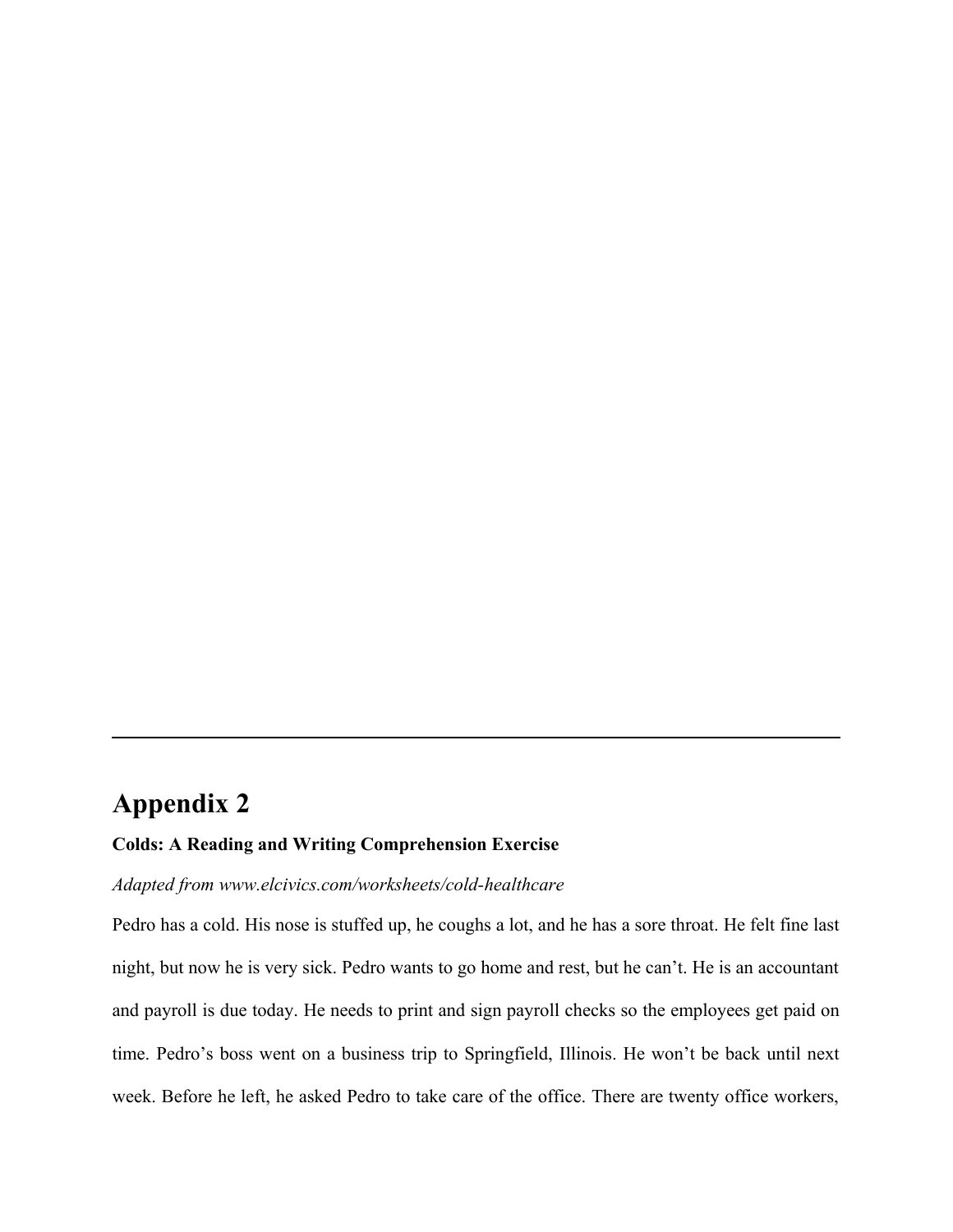---

## Appendix 2

**Colds: A Reading and Writing Comprehension Exercise**

*Adapted from www.elcivics.com/worksheets/cold-healthcare*

Pedro has a cold. His nose is stuffed up, he coughs a lot, and he has a sore throat. He felt fine last night, but now he is very sick. Pedro wants to go home and rest, but he can't. He is an accountant and payroll is due today. He needs to print and sign payroll checks so the employees get paid on time. Pedro's boss went on a business trip to Springfield, Illinois. He won't be back until next week. Before he left, he asked Pedro to take care of the office. There are twenty office workers,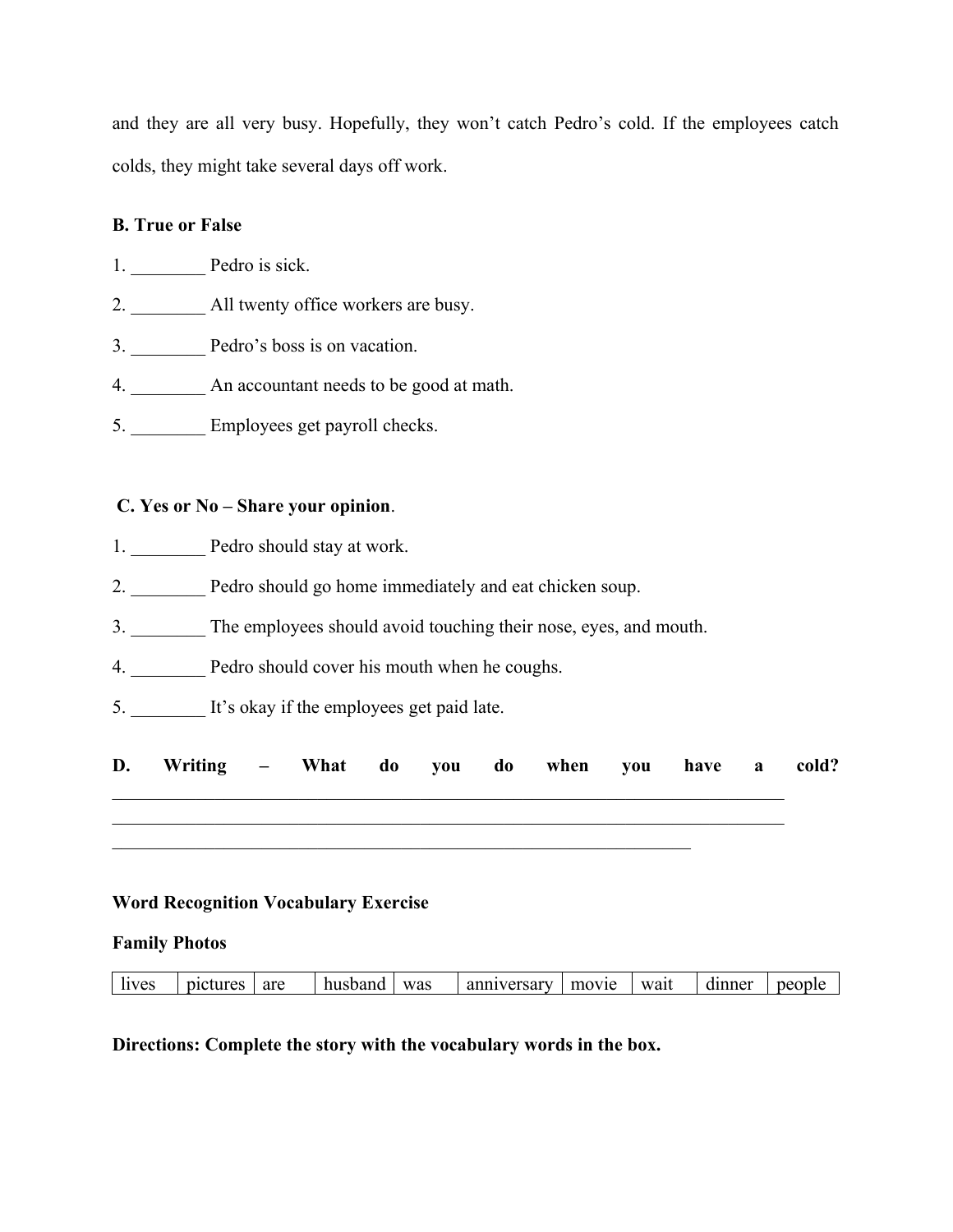and they are all very busy. Hopefully, they won't catch Pedro's cold. If the employees catch colds, they might take several days off work.

**B. True or False**

1. ________ Pedro is sick.
2. ________ All twenty office workers are busy.
3. ________ Pedro's boss is on vacation.
4. ________ An accountant needs to be good at math.
5. ________ Employees get payroll checks.

**C. Yes or No – Share your opinion**.

1. ________ Pedro should stay at work.
2. ________ Pedro should go home immediately and eat chicken soup.
3. ________ The employees should avoid touching their nose, eyes, and mouth.
4. ________ Pedro should cover his mouth when he coughs.
5. ________ It's okay if the employees get paid late.

**D. Writing – What do you do when you have a cold?**
______________________________________________________________________________
______________________________________________________________________________
_________________________________________________________________

**Word Recognition Vocabulary Exercise**

**Family Photos**

| lives | pictures | are | husband | was | anniversary | movie | wait | dinner | people |
|---|---|---|---|---|---|---|---|---|---|

**Directions: Complete the story with the vocabulary words in the box.**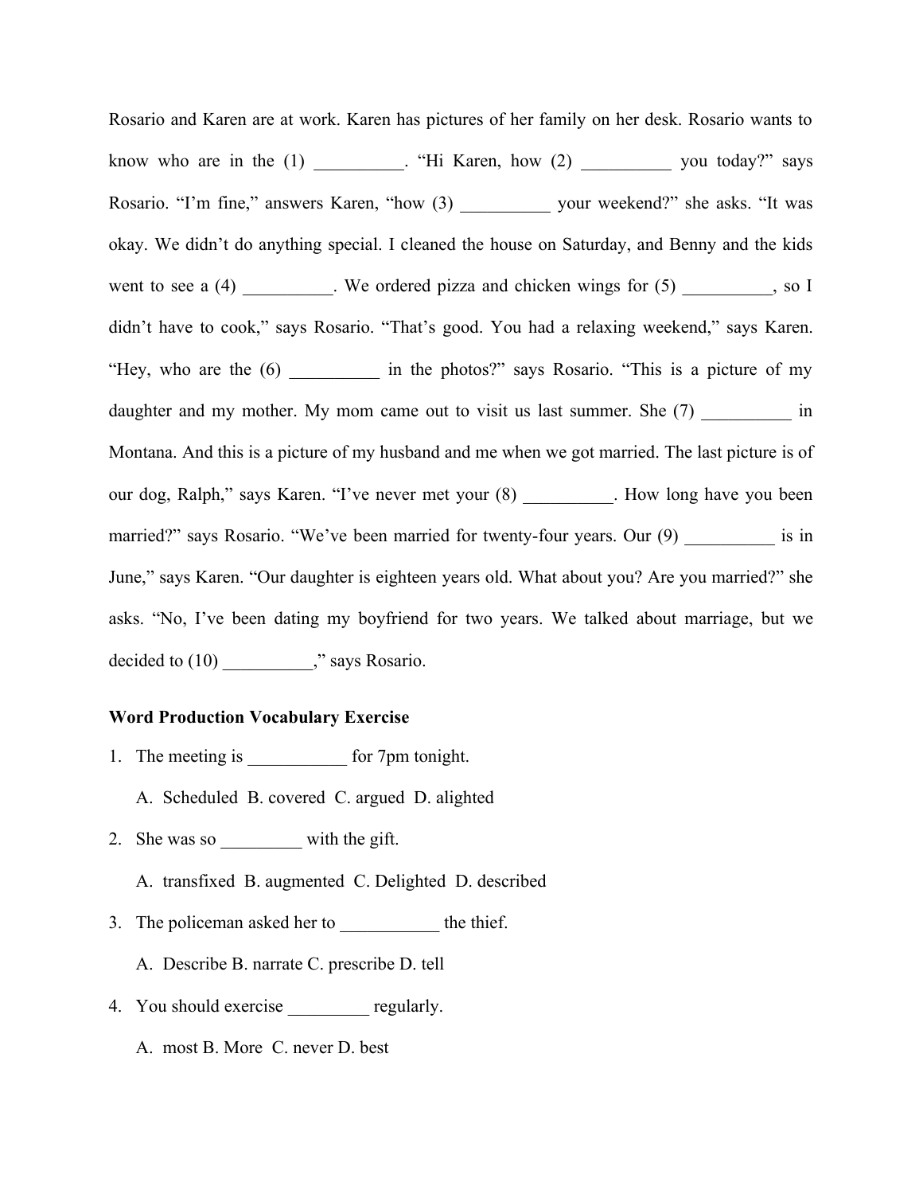Rosario and Karen are at work. Karen has pictures of her family on her desk. Rosario wants to know who are in the (1) __________. "Hi Karen, how (2) __________ you today?" says Rosario. "I'm fine," answers Karen, "how (3) __________ your weekend?" she asks. "It was okay. We didn't do anything special. I cleaned the house on Saturday, and Benny and the kids went to see a (4) __________. We ordered pizza and chicken wings for (5) __________, so I didn't have to cook," says Rosario. "That's good. You had a relaxing weekend," says Karen. "Hey, who are the (6) __________ in the photos?" says Rosario. "This is a picture of my daughter and my mother. My mom came out to visit us last summer. She (7) __________ in Montana. And this is a picture of my husband and me when we got married. The last picture is of our dog, Ralph," says Karen. "I've never met your (8) __________. How long have you been married?" says Rosario. "We've been married for twenty-four years. Our (9) __________ is in June," says Karen. "Our daughter is eighteen years old. What about you? Are you married?" she asks. "No, I've been dating my boyfriend for two years. We talked about marriage, but we decided to (10) __________," says Rosario.

**Word Production Vocabulary Exercise**

1. The meeting is ___________ for 7pm tonight.

   A. Scheduled B. covered C. argued D. alighted

2. She was so _________ with the gift.

   A. transfixed B. augmented C. Delighted D. described

3. The policeman asked her to ___________ the thief.

   A. Describe B. narrate C. prescribe D. tell

4. You should exercise _________ regularly.

   A. most B. More C. never D. best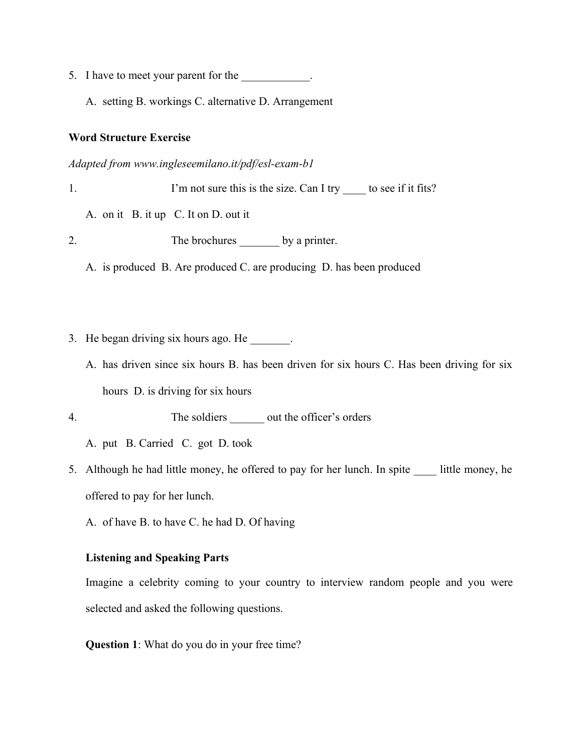5. I have to meet your parent for the ____________.

   A. setting B. workings C. alternative D. Arrangement

**Word Structure Exercise**

*Adapted from www.ingleseemilano.it/pdf/esl-exam-b1*

1. I'm not sure this is the size. Can I try ____ to see if it fits?

   A. on it B. it up C. It on D. out it

2. The brochures _______ by a printer.

   A. is produced B. Are produced C. are producing D. has been produced

3. He began driving six hours ago. He _______.

   A. has driven since six hours B. has been driven for six hours C. Has been driving for six hours D. is driving for six hours

4. The soldiers ______ out the officer's orders

   A. put B. Carried C. got D. took

5. Although he had little money, he offered to pay for her lunch. In spite ____ little money, he offered to pay for her lunch.

   A. of have B. to have C. he had D. Of having

**Listening and Speaking Parts**

Imagine a celebrity coming to your country to interview random people and you were selected and asked the following questions.

**Question 1**: What do you do in your free time?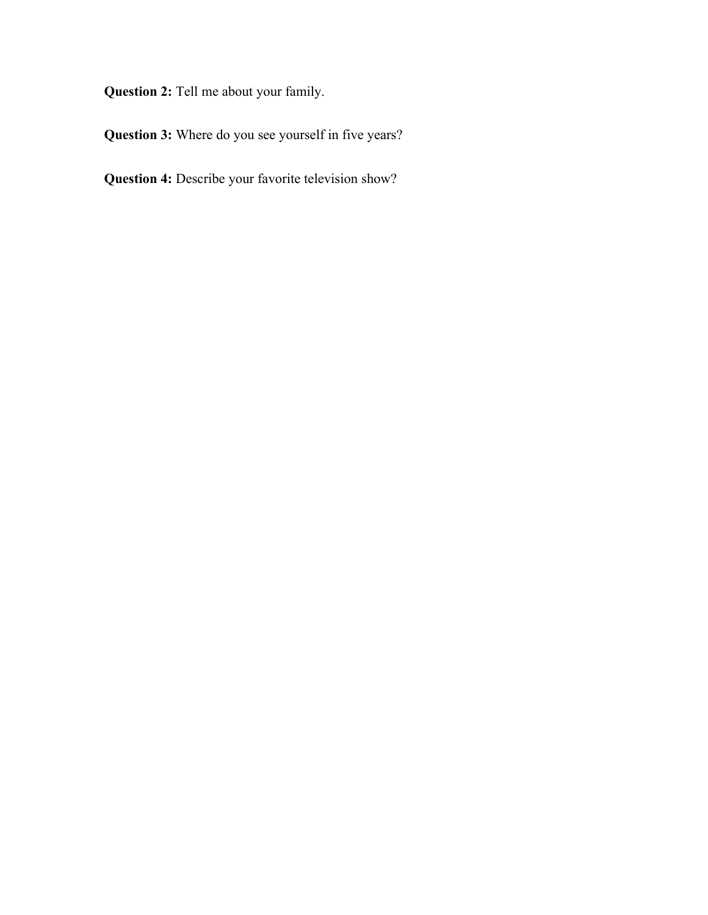**Question 2:** Tell me about your family.

**Question 3:** Where do you see yourself in five years?

**Question 4:** Describe your favorite television show?